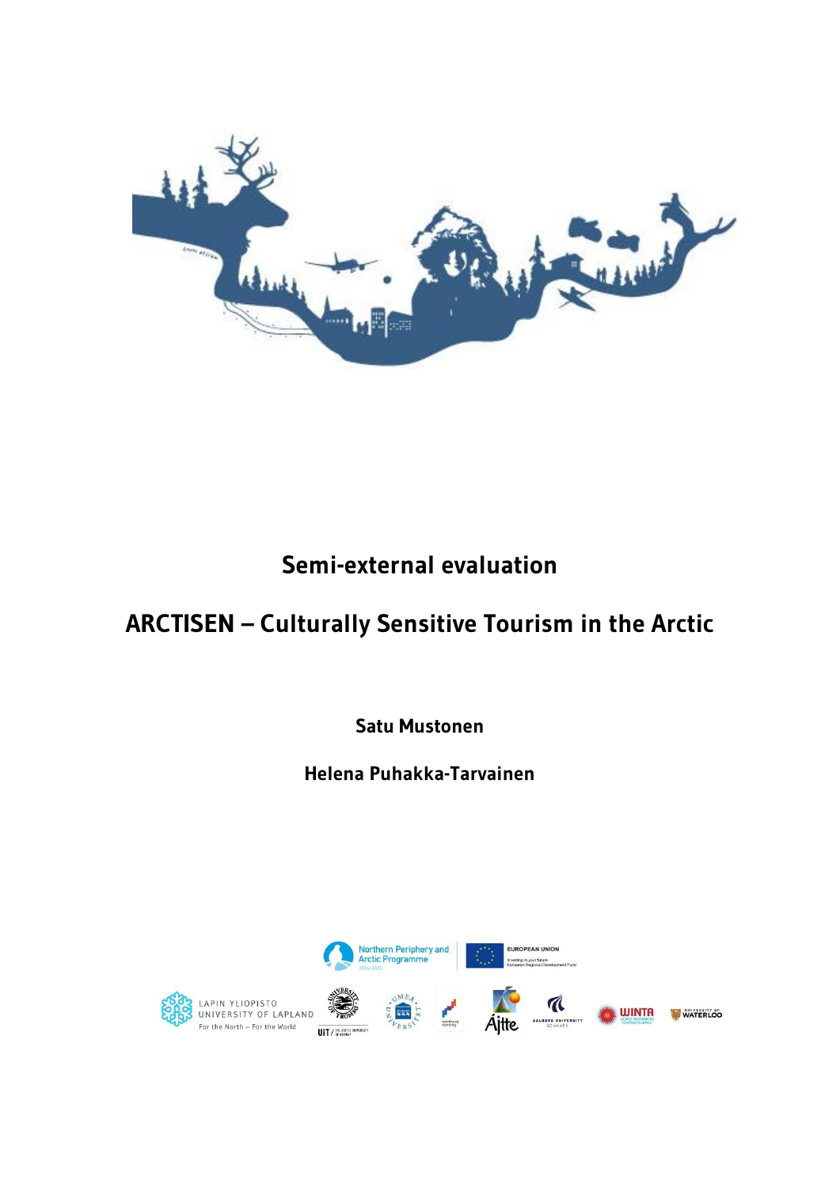# Semi-external evaluation

# ARCTISEN – Culturally Sensitive Tourism in the Arctic

**Satu Mustonen**

**Helena Puhakka-Tarvainen**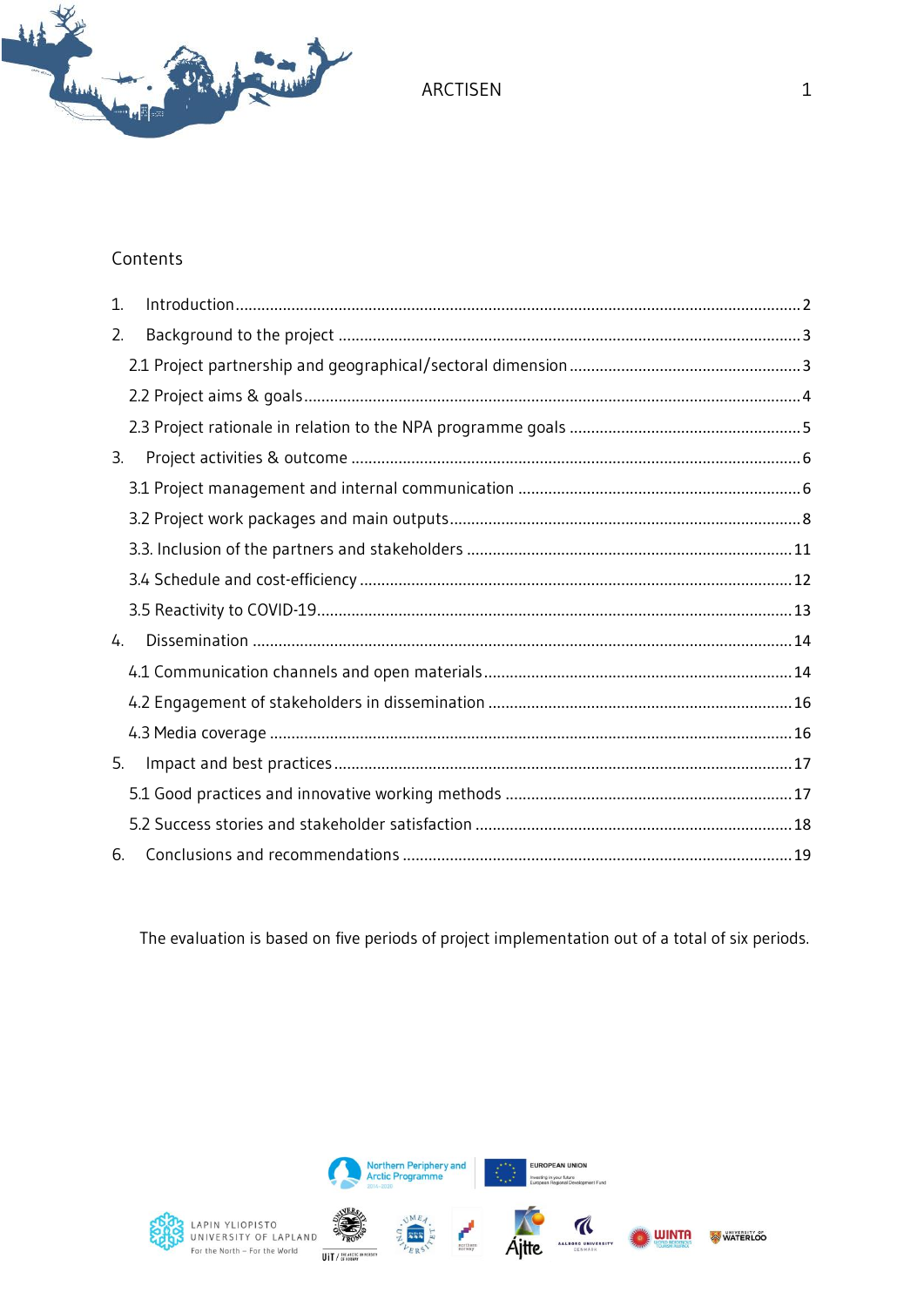Contents

1. Introduction ..... 2
2. Background to the project ..... 3
   2.1 Project partnership and geographical/sectoral dimension ..... 3
   2.2 Project aims & goals ..... 4
   2.3 Project rationale in relation to the NPA programme goals ..... 5
3. Project activities & outcome ..... 6
   3.1 Project management and internal communication ..... 6
   3.2 Project work packages and main outputs ..... 8
   3.3. Inclusion of the partners and stakeholders ..... 11
   3.4 Schedule and cost-efficiency ..... 12
   3.5 Reactivity to COVID-19 ..... 13
4. Dissemination ..... 14
   4.1 Communication channels and open materials ..... 14
   4.2 Engagement of stakeholders in dissemination ..... 16
   4.3 Media coverage ..... 16
5. Impact and best practices ..... 17
   5.1 Good practices and innovative working methods ..... 17
   5.2 Success stories and stakeholder satisfaction ..... 18
6. Conclusions and recommendations ..... 19

The evaluation is based on five periods of project implementation out of a total of six periods.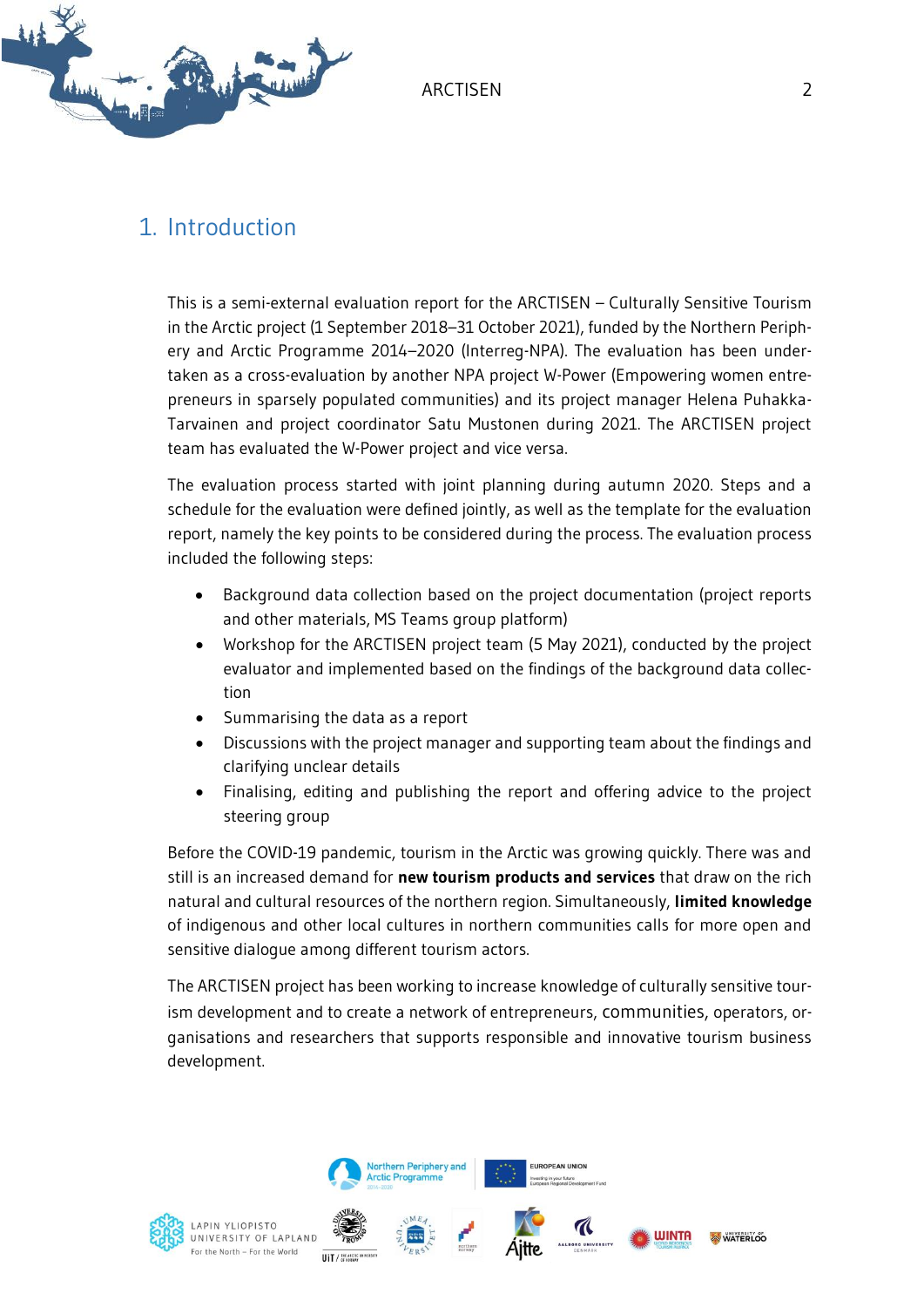# 1. Introduction

This is a semi-external evaluation report for the ARCTISEN – Culturally Sensitive Tourism in the Arctic project (1 September 2018–31 October 2021), funded by the Northern Periphery and Arctic Programme 2014–2020 (Interreg-NPA). The evaluation has been undertaken as a cross-evaluation by another NPA project W-Power (Empowering women entrepreneurs in sparsely populated communities) and its project manager Helena Puhakka-Tarvainen and project coordinator Satu Mustonen during 2021. The ARCTISEN project team has evaluated the W-Power project and vice versa.

The evaluation process started with joint planning during autumn 2020. Steps and a schedule for the evaluation were defined jointly, as well as the template for the evaluation report, namely the key points to be considered during the process. The evaluation process included the following steps:

- Background data collection based on the project documentation (project reports and other materials, MS Teams group platform)
- Workshop for the ARCTISEN project team (5 May 2021), conducted by the project evaluator and implemented based on the findings of the background data collection
- Summarising the data as a report
- Discussions with the project manager and supporting team about the findings and clarifying unclear details
- Finalising, editing and publishing the report and offering advice to the project steering group

Before the COVID-19 pandemic, tourism in the Arctic was growing quickly. There was and still is an increased demand for **new tourism products and services** that draw on the rich natural and cultural resources of the northern region. Simultaneously, **limited knowledge** of indigenous and other local cultures in northern communities calls for more open and sensitive dialogue among different tourism actors.

The ARCTISEN project has been working to increase knowledge of culturally sensitive tourism development and to create a network of entrepreneurs, communities, operators, organisations and researchers that supports responsible and innovative tourism business development.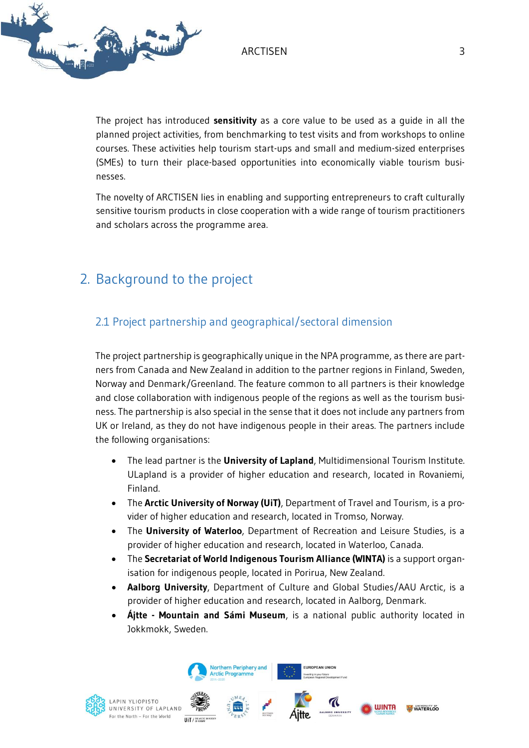The project has introduced **sensitivity** as a core value to be used as a guide in all the planned project activities, from benchmarking to test visits and from workshops to online courses. These activities help tourism start-ups and small and medium-sized enterprises (SMEs) to turn their place-based opportunities into economically viable tourism businesses.

The novelty of ARCTISEN lies in enabling and supporting entrepreneurs to craft culturally sensitive tourism products in close cooperation with a wide range of tourism practitioners and scholars across the programme area.

# 2. Background to the project

## 2.1 Project partnership and geographical/sectoral dimension

The project partnership is geographically unique in the NPA programme, as there are partners from Canada and New Zealand in addition to the partner regions in Finland, Sweden, Norway and Denmark/Greenland. The feature common to all partners is their knowledge and close collaboration with indigenous people of the regions as well as the tourism business. The partnership is also special in the sense that it does not include any partners from UK or Ireland, as they do not have indigenous people in their areas. The partners include the following organisations:

- The lead partner is the **University of Lapland**, Multidimensional Tourism Institute. ULapland is a provider of higher education and research, located in Rovaniemi, Finland.
- The **Arctic University of Norway (UiT)**, Department of Travel and Tourism, is a provider of higher education and research, located in Tromso, Norway.
- The **University of Waterloo**, Department of Recreation and Leisure Studies, is a provider of higher education and research, located in Waterloo, Canada.
- The **Secretariat of World Indigenous Tourism Alliance (WINTA)** is a support organisation for indigenous people, located in Porirua, New Zealand.
- **Aalborg University**, Department of Culture and Global Studies/AAU Arctic, is a provider of higher education and research, located in Aalborg, Denmark.
- **Ájtte - Mountain and Sámi Museum**, is a national public authority located in Jokkmokk, Sweden.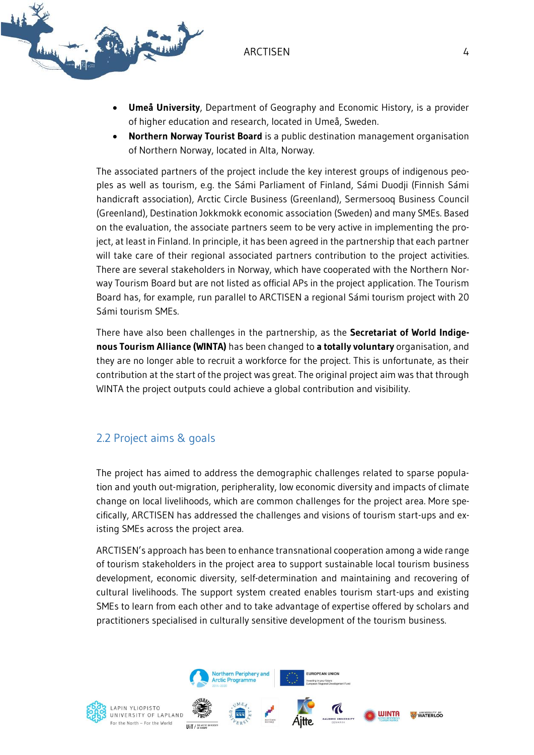- **Umeå University**, Department of Geography and Economic History, is a provider of higher education and research, located in Umeå, Sweden.
- **Northern Norway Tourist Board** is a public destination management organisation of Northern Norway, located in Alta, Norway.

The associated partners of the project include the key interest groups of indigenous peoples as well as tourism, e.g. the Sámi Parliament of Finland, Sámi Duodji (Finnish Sámi handicraft association), Arctic Circle Business (Greenland), Sermersooq Business Council (Greenland), Destination Jokkmokk economic association (Sweden) and many SMEs. Based on the evaluation, the associate partners seem to be very active in implementing the project, at least in Finland. In principle, it has been agreed in the partnership that each partner will take care of their regional associated partners contribution to the project activities. There are several stakeholders in Norway, which have cooperated with the Northern Norway Tourism Board but are not listed as official APs in the project application. The Tourism Board has, for example, run parallel to ARCTISEN a regional Sámi tourism project with 20 Sámi tourism SMEs.

There have also been challenges in the partnership, as the **Secretariat of World Indigenous Tourism Alliance (WINTA)** has been changed to **a totally voluntary** organisation, and they are no longer able to recruit a workforce for the project. This is unfortunate, as their contribution at the start of the project was great. The original project aim was that through WINTA the project outputs could achieve a global contribution and visibility.

## 2.2 Project aims & goals

The project has aimed to address the demographic challenges related to sparse population and youth out-migration, peripherality, low economic diversity and impacts of climate change on local livelihoods, which are common challenges for the project area. More specifically, ARCTISEN has addressed the challenges and visions of tourism start-ups and existing SMEs across the project area.

ARCTISEN's approach has been to enhance transnational cooperation among a wide range of tourism stakeholders in the project area to support sustainable local tourism business development, economic diversity, self-determination and maintaining and recovering of cultural livelihoods. The support system created enables tourism start-ups and existing SMEs to learn from each other and to take advantage of expertise offered by scholars and practitioners specialised in culturally sensitive development of the tourism business.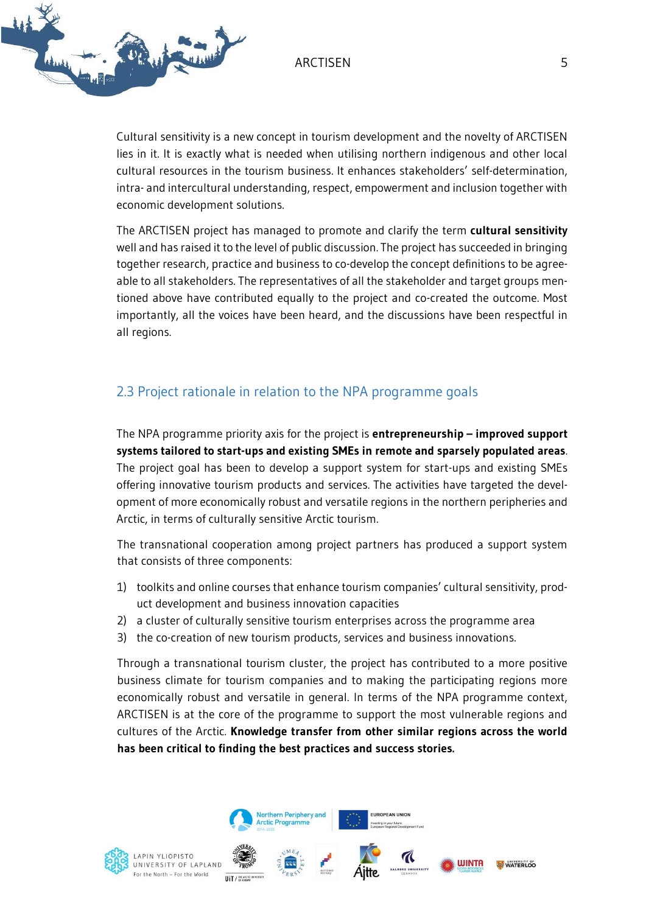Cultural sensitivity is a new concept in tourism development and the novelty of ARCTISEN lies in it. It is exactly what is needed when utilising northern indigenous and other local cultural resources in the tourism business. It enhances stakeholders' self-determination, intra- and intercultural understanding, respect, empowerment and inclusion together with economic development solutions.

The ARCTISEN project has managed to promote and clarify the term **cultural sensitivity** well and has raised it to the level of public discussion. The project has succeeded in bringing together research, practice and business to co-develop the concept definitions to be agreeable to all stakeholders. The representatives of all the stakeholder and target groups mentioned above have contributed equally to the project and co-created the outcome. Most importantly, all the voices have been heard, and the discussions have been respectful in all regions.

## 2.3 Project rationale in relation to the NPA programme goals

The NPA programme priority axis for the project is **entrepreneurship – improved support systems tailored to start-ups and existing SMEs in remote and sparsely populated areas**. The project goal has been to develop a support system for start-ups and existing SMEs offering innovative tourism products and services. The activities have targeted the development of more economically robust and versatile regions in the northern peripheries and Arctic, in terms of culturally sensitive Arctic tourism.

The transnational cooperation among project partners has produced a support system that consists of three components:

1) toolkits and online courses that enhance tourism companies' cultural sensitivity, product development and business innovation capacities
2) a cluster of culturally sensitive tourism enterprises across the programme area
3) the co-creation of new tourism products, services and business innovations.

Through a transnational tourism cluster, the project has contributed to a more positive business climate for tourism companies and to making the participating regions more economically robust and versatile in general. In terms of the NPA programme context, ARCTISEN is at the core of the programme to support the most vulnerable regions and cultures of the Arctic. **Knowledge transfer from other similar regions across the world has been critical to finding the best practices and success stories.**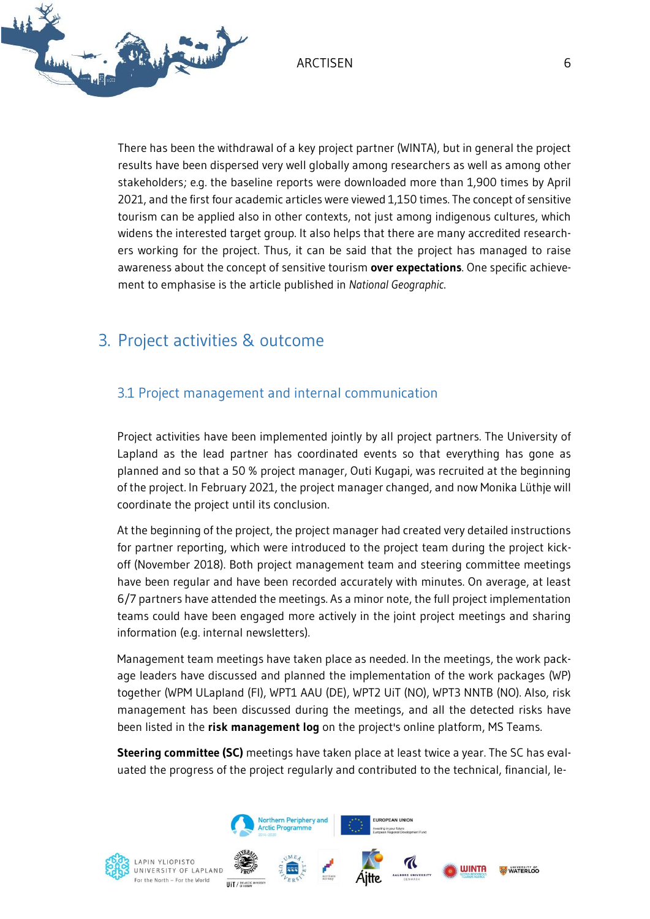There has been the withdrawal of a key project partner (WINTA), but in general the project results have been dispersed very well globally among researchers as well as among other stakeholders; e.g. the baseline reports were downloaded more than 1,900 times by April 2021, and the first four academic articles were viewed 1,150 times. The concept of sensitive tourism can be applied also in other contexts, not just among indigenous cultures, which widens the interested target group. It also helps that there are many accredited researchers working for the project. Thus, it can be said that the project has managed to raise awareness about the concept of sensitive tourism **over expectations**. One specific achievement to emphasise is the article published in *National Geographic*.

# 3. Project activities & outcome

## 3.1 Project management and internal communication

Project activities have been implemented jointly by all project partners. The University of Lapland as the lead partner has coordinated events so that everything has gone as planned and so that a 50 % project manager, Outi Kugapi, was recruited at the beginning of the project. In February 2021, the project manager changed, and now Monika Lüthje will coordinate the project until its conclusion.

At the beginning of the project, the project manager had created very detailed instructions for partner reporting, which were introduced to the project team during the project kick-off (November 2018). Both project management team and steering committee meetings have been regular and have been recorded accurately with minutes. On average, at least 6/7 partners have attended the meetings. As a minor note, the full project implementation teams could have been engaged more actively in the joint project meetings and sharing information (e.g. internal newsletters).

Management team meetings have taken place as needed. In the meetings, the work package leaders have discussed and planned the implementation of the work packages (WP) together (WPM ULapland (FI), WPT1 AAU (DE), WPT2 UiT (NO), WPT3 NNTB (NO). Also, risk management has been discussed during the meetings, and all the detected risks have been listed in the **risk management log** on the project's online platform, MS Teams.

**Steering committee (SC)** meetings have taken place at least twice a year. The SC has evaluated the progress of the project regularly and contributed to the technical, financial, le-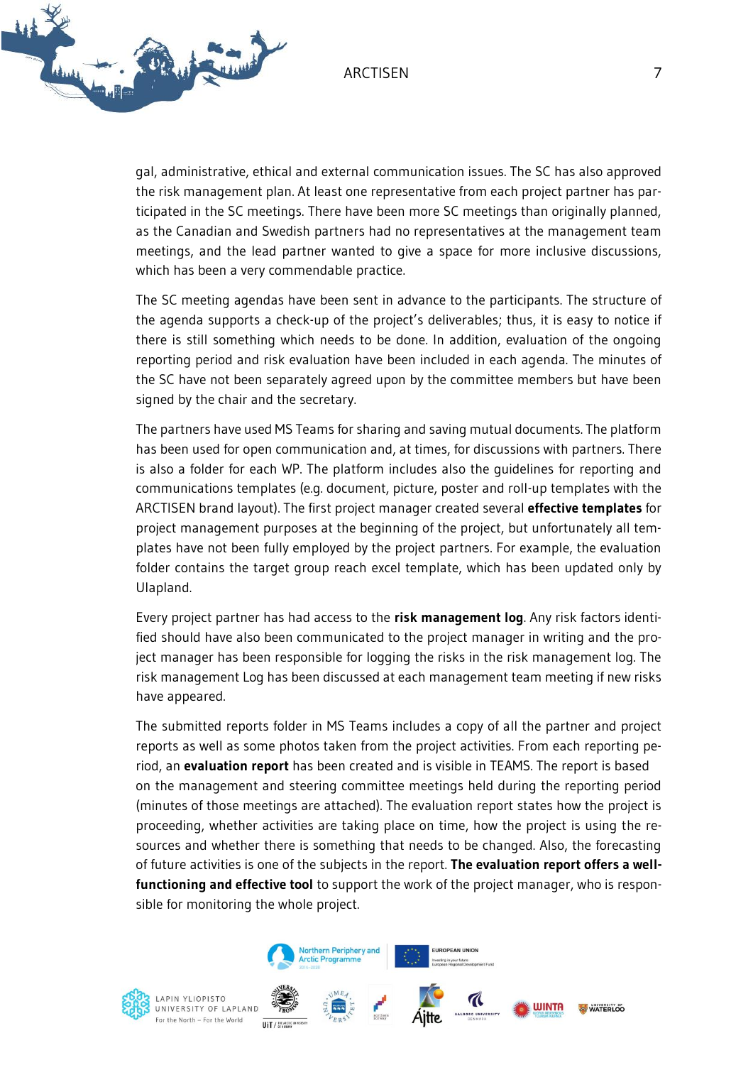gal, administrative, ethical and external communication issues. The SC has also approved the risk management plan. At least one representative from each project partner has participated in the SC meetings. There have been more SC meetings than originally planned, as the Canadian and Swedish partners had no representatives at the management team meetings, and the lead partner wanted to give a space for more inclusive discussions, which has been a very commendable practice.

The SC meeting agendas have been sent in advance to the participants. The structure of the agenda supports a check-up of the project's deliverables; thus, it is easy to notice if there is still something which needs to be done. In addition, evaluation of the ongoing reporting period and risk evaluation have been included in each agenda. The minutes of the SC have not been separately agreed upon by the committee members but have been signed by the chair and the secretary.

The partners have used MS Teams for sharing and saving mutual documents. The platform has been used for open communication and, at times, for discussions with partners. There is also a folder for each WP. The platform includes also the guidelines for reporting and communications templates (e.g. document, picture, poster and roll-up templates with the ARCTISEN brand layout). The first project manager created several **effective templates** for project management purposes at the beginning of the project, but unfortunately all templates have not been fully employed by the project partners. For example, the evaluation folder contains the target group reach excel template, which has been updated only by Ulapland.

Every project partner has had access to the **risk management log**. Any risk factors identified should have also been communicated to the project manager in writing and the project manager has been responsible for logging the risks in the risk management log. The risk management Log has been discussed at each management team meeting if new risks have appeared.

The submitted reports folder in MS Teams includes a copy of all the partner and project reports as well as some photos taken from the project activities. From each reporting period, an **evaluation report** has been created and is visible in TEAMS. The report is based on the management and steering committee meetings held during the reporting period (minutes of those meetings are attached). The evaluation report states how the project is proceeding, whether activities are taking place on time, how the project is using the resources and whether there is something that needs to be changed. Also, the forecasting of future activities is one of the subjects in the report. **The evaluation report offers a well-functioning and effective tool** to support the work of the project manager, who is responsible for monitoring the whole project.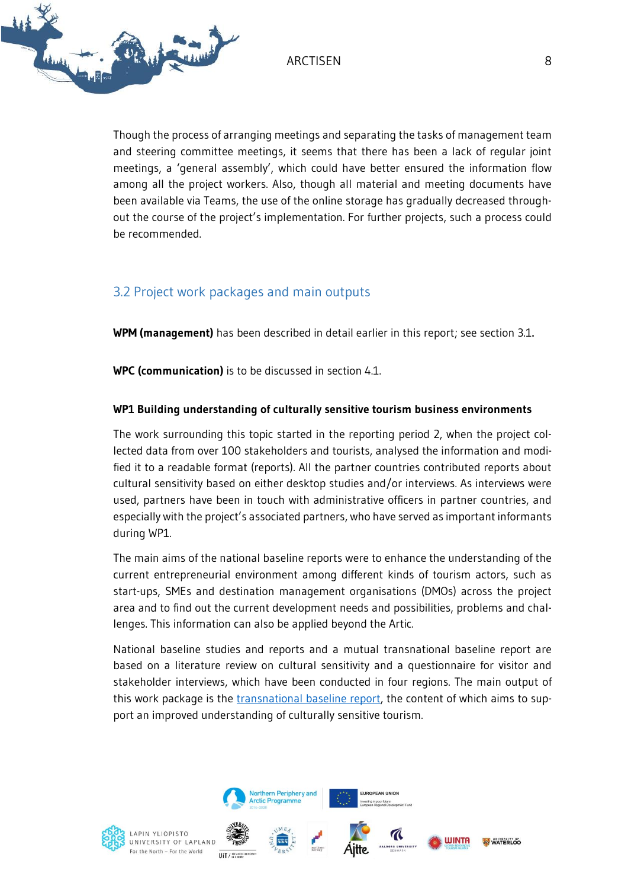Though the process of arranging meetings and separating the tasks of management team and steering committee meetings, it seems that there has been a lack of regular joint meetings, a 'general assembly', which could have better ensured the information flow among all the project workers. Also, though all material and meeting documents have been available via Teams, the use of the online storage has gradually decreased throughout the course of the project's implementation. For further projects, such a process could be recommended.

## 3.2 Project work packages and main outputs

**WPM (management)** has been described in detail earlier in this report; see section 3.1**.**

**WPC (communication)** is to be discussed in section 4.1.

#### WP1 Building understanding of culturally sensitive tourism business environments

The work surrounding this topic started in the reporting period 2, when the project collected data from over 100 stakeholders and tourists, analysed the information and modified it to a readable format (reports). All the partner countries contributed reports about cultural sensitivity based on either desktop studies and/or interviews. As interviews were used, partners have been in touch with administrative officers in partner countries, and especially with the project's associated partners, who have served as important informants during WP1.

The main aims of the national baseline reports were to enhance the understanding of the current entrepreneurial environment among different kinds of tourism actors, such as start-ups, SMEs and destination management organisations (DMOs) across the project area and to find out the current development needs and possibilities, problems and challenges. This information can also be applied beyond the Artic.

National baseline studies and reports and a mutual transnational baseline report are based on a literature review on cultural sensitivity and a questionnaire for visitor and stakeholder interviews, which have been conducted in four regions. The main output of this work package is the transnational baseline report, the content of which aims to support an improved understanding of culturally sensitive tourism.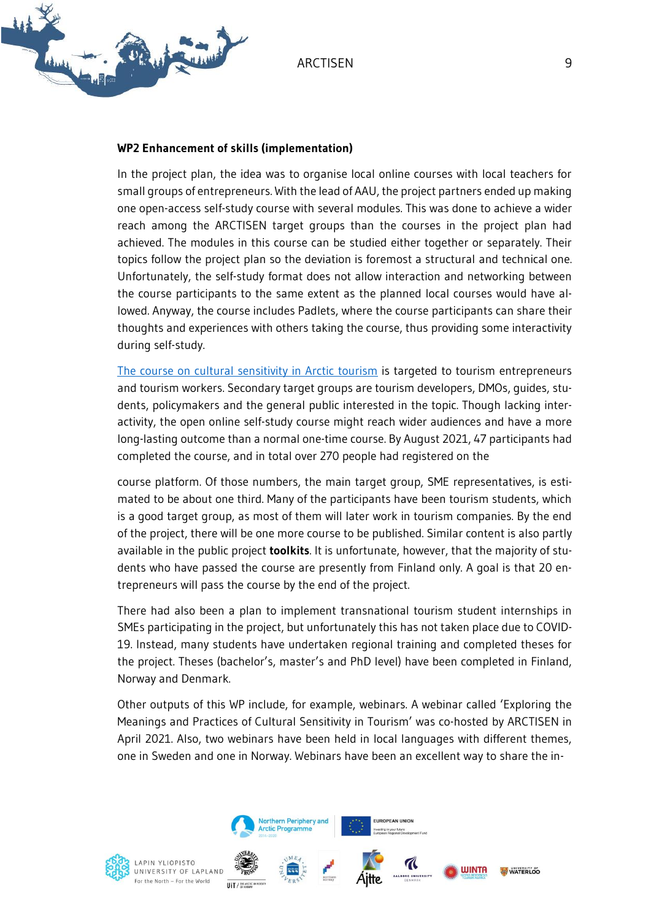**WP2 Enhancement of skills (implementation)**

In the project plan, the idea was to organise local online courses with local teachers for small groups of entrepreneurs. With the lead of AAU, the project partners ended up making one open-access self-study course with several modules. This was done to achieve a wider reach among the ARCTISEN target groups than the courses in the project plan had achieved. The modules in this course can be studied either together or separately. Their topics follow the project plan so the deviation is foremost a structural and technical one. Unfortunately, the self-study format does not allow interaction and networking between the course participants to the same extent as the planned local courses would have allowed. Anyway, the course includes Padlets, where the course participants can share their thoughts and experiences with others taking the course, thus providing some interactivity during self-study.

The course on cultural sensitivity in Arctic tourism is targeted to tourism entrepreneurs and tourism workers. Secondary target groups are tourism developers, DMOs, guides, students, policymakers and the general public interested in the topic. Though lacking interactivity, the open online self-study course might reach wider audiences and have a more long-lasting outcome than a normal one-time course. By August 2021, 47 participants had completed the course, and in total over 270 people had registered on the course platform. Of those numbers, the main target group, SME representatives, is estimated to be about one third. Many of the participants have been tourism students, which is a good target group, as most of them will later work in tourism companies. By the end of the project, there will be one more course to be published. Similar content is also partly available in the public project **toolkits**. It is unfortunate, however, that the majority of students who have passed the course are presently from Finland only. A goal is that 20 entrepreneurs will pass the course by the end of the project.

There had also been a plan to implement transnational tourism student internships in SMEs participating in the project, but unfortunately this has not taken place due to COVID-19. Instead, many students have undertaken regional training and completed theses for the project. Theses (bachelor's, master's and PhD level) have been completed in Finland, Norway and Denmark.

Other outputs of this WP include, for example, webinars. A webinar called 'Exploring the Meanings and Practices of Cultural Sensitivity in Tourism' was co-hosted by ARCTISEN in April 2021. Also, two webinars have been held in local languages with different themes, one in Sweden and one in Norway. Webinars have been an excellent way to share the in-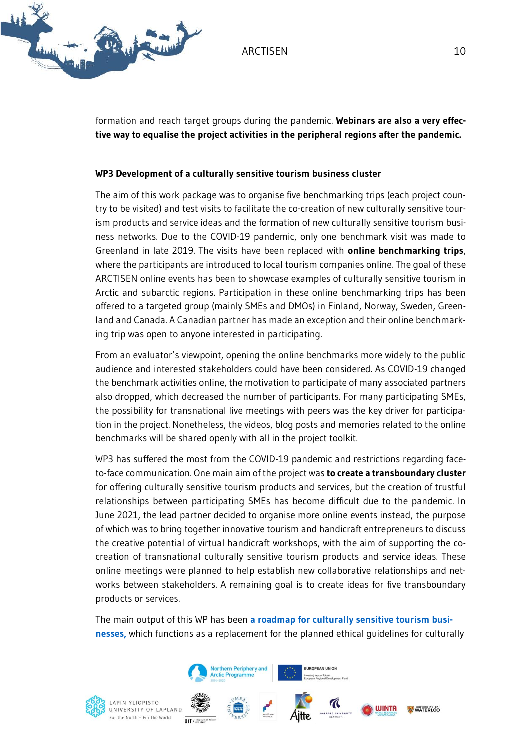formation and reach target groups during the pandemic. **Webinars are also a very effective way to equalise the project activities in the peripheral regions after the pandemic.**

### WP3 Development of a culturally sensitive tourism business cluster

The aim of this work package was to organise five benchmarking trips (each project country to be visited) and test visits to facilitate the co-creation of new culturally sensitive tourism products and service ideas and the formation of new culturally sensitive tourism business networks. Due to the COVID-19 pandemic, only one benchmark visit was made to Greenland in late 2019. The visits have been replaced with **online benchmarking trips**, where the participants are introduced to local tourism companies online. The goal of these ARCTISEN online events has been to showcase examples of culturally sensitive tourism in Arctic and subarctic regions. Participation in these online benchmarking trips has been offered to a targeted group (mainly SMEs and DMOs) in Finland, Norway, Sweden, Greenland and Canada. A Canadian partner has made an exception and their online benchmarking trip was open to anyone interested in participating.

From an evaluator's viewpoint, opening the online benchmarks more widely to the public audience and interested stakeholders could have been considered. As COVID-19 changed the benchmark activities online, the motivation to participate of many associated partners also dropped, which decreased the number of participants. For many participating SMEs, the possibility for transnational live meetings with peers was the key driver for participation in the project. Nonetheless, the videos, blog posts and memories related to the online benchmarks will be shared openly with all in the project toolkit.

WP3 has suffered the most from the COVID-19 pandemic and restrictions regarding face-to-face communication. One main aim of the project was **to create a transboundary cluster** for offering culturally sensitive tourism products and services, but the creation of trustful relationships between participating SMEs has become difficult due to the pandemic. In June 2021, the lead partner decided to organise more online events instead, the purpose of which was to bring together innovative tourism and handicraft entrepreneurs to discuss the creative potential of virtual handicraft workshops, with the aim of supporting the co-creation of transnational culturally sensitive tourism products and service ideas. These online meetings were planned to help establish new collaborative relationships and networks between stakeholders. A remaining goal is to create ideas for five transboundary products or services.

The main output of this WP has been **a roadmap for culturally sensitive tourism businesses,** which functions as a replacement for the planned ethical guidelines for culturally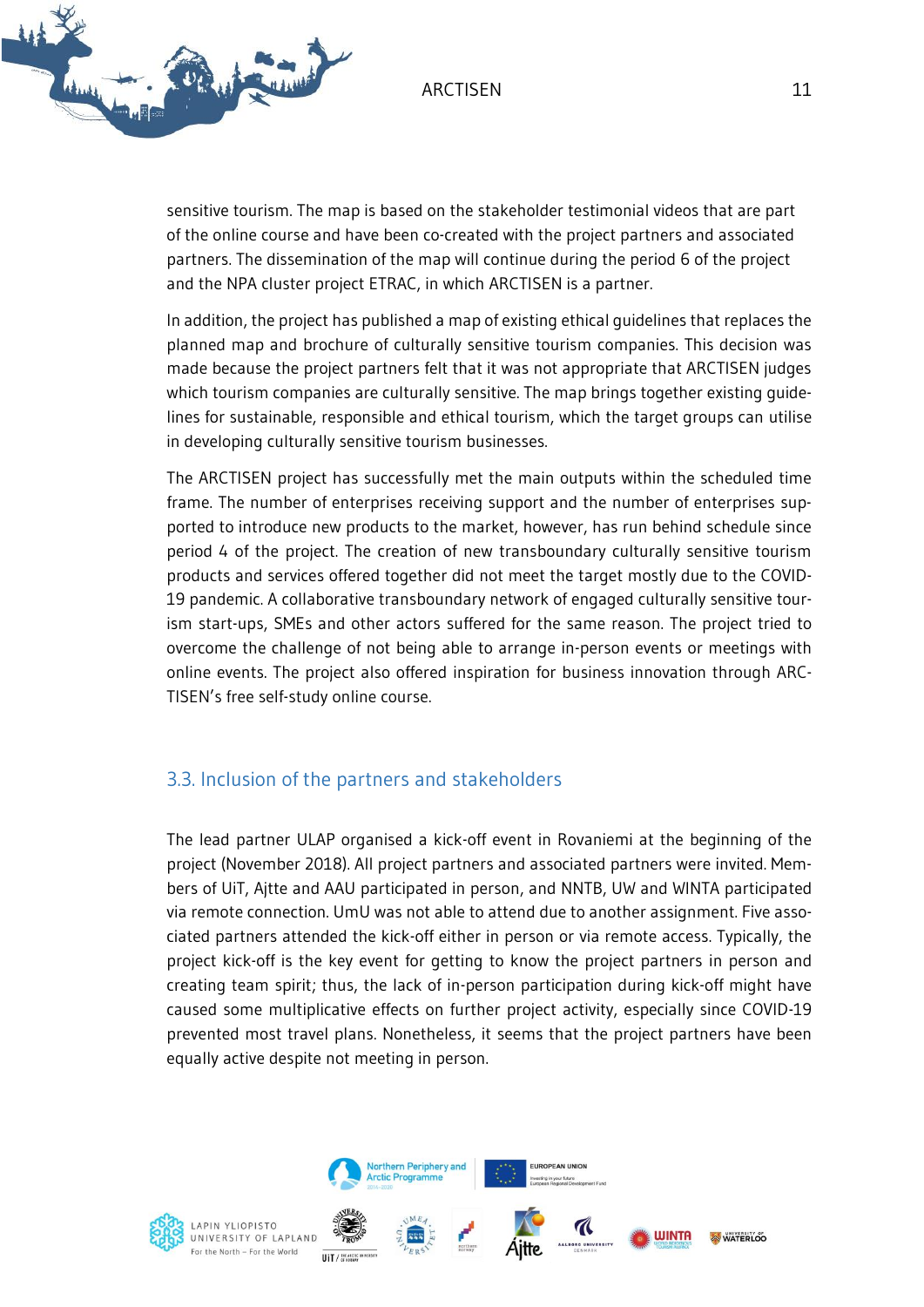sensitive tourism. The map is based on the stakeholder testimonial videos that are part of the online course and have been co-created with the project partners and associated partners. The dissemination of the map will continue during the period 6 of the project and the NPA cluster project ETRAC, in which ARCTISEN is a partner.

In addition, the project has published a map of existing ethical guidelines that replaces the planned map and brochure of culturally sensitive tourism companies. This decision was made because the project partners felt that it was not appropriate that ARCTISEN judges which tourism companies are culturally sensitive. The map brings together existing guidelines for sustainable, responsible and ethical tourism, which the target groups can utilise in developing culturally sensitive tourism businesses.

The ARCTISEN project has successfully met the main outputs within the scheduled time frame. The number of enterprises receiving support and the number of enterprises supported to introduce new products to the market, however, has run behind schedule since period 4 of the project. The creation of new transboundary culturally sensitive tourism products and services offered together did not meet the target mostly due to the COVID-19 pandemic. A collaborative transboundary network of engaged culturally sensitive tourism start-ups, SMEs and other actors suffered for the same reason. The project tried to overcome the challenge of not being able to arrange in-person events or meetings with online events. The project also offered inspiration for business innovation through ARCTISEN's free self-study online course.

## 3.3. Inclusion of the partners and stakeholders

The lead partner ULAP organised a kick-off event in Rovaniemi at the beginning of the project (November 2018). All project partners and associated partners were invited. Members of UiT, Ajtte and AAU participated in person, and NNTB, UW and WINTA participated via remote connection. UmU was not able to attend due to another assignment. Five associated partners attended the kick-off either in person or via remote access. Typically, the project kick-off is the key event for getting to know the project partners in person and creating team spirit; thus, the lack of in-person participation during kick-off might have caused some multiplicative effects on further project activity, especially since COVID-19 prevented most travel plans. Nonetheless, it seems that the project partners have been equally active despite not meeting in person.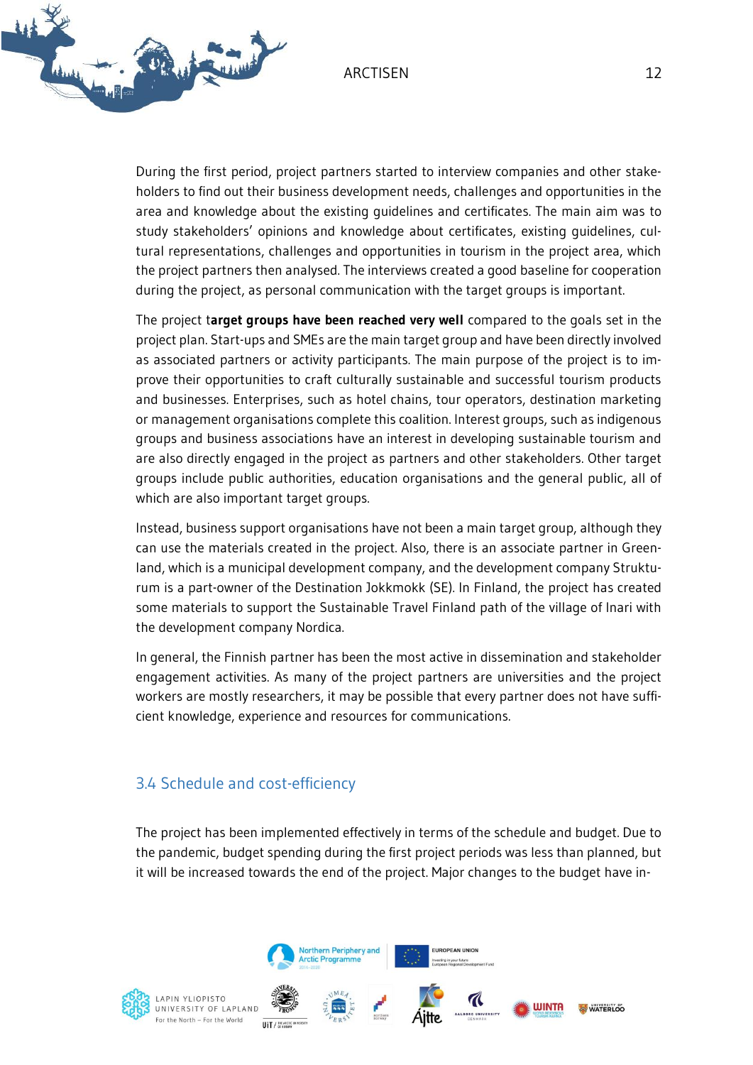During the first period, project partners started to interview companies and other stakeholders to find out their business development needs, challenges and opportunities in the area and knowledge about the existing guidelines and certificates. The main aim was to study stakeholders' opinions and knowledge about certificates, existing guidelines, cultural representations, challenges and opportunities in tourism in the project area, which the project partners then analysed. The interviews created a good baseline for cooperation during the project, as personal communication with the target groups is important.

The project t**arget groups have been reached very well** compared to the goals set in the project plan. Start-ups and SMEs are the main target group and have been directly involved as associated partners or activity participants. The main purpose of the project is to improve their opportunities to craft culturally sustainable and successful tourism products and businesses. Enterprises, such as hotel chains, tour operators, destination marketing or management organisations complete this coalition. Interest groups, such as indigenous groups and business associations have an interest in developing sustainable tourism and are also directly engaged in the project as partners and other stakeholders. Other target groups include public authorities, education organisations and the general public, all of which are also important target groups.

Instead, business support organisations have not been a main target group, although they can use the materials created in the project. Also, there is an associate partner in Greenland, which is a municipal development company, and the development company Strukturum is a part-owner of the Destination Jokkmokk (SE). In Finland, the project has created some materials to support the Sustainable Travel Finland path of the village of Inari with the development company Nordica.

In general, the Finnish partner has been the most active in dissemination and stakeholder engagement activities. As many of the project partners are universities and the project workers are mostly researchers, it may be possible that every partner does not have sufficient knowledge, experience and resources for communications.

## 3.4 Schedule and cost-efficiency

The project has been implemented effectively in terms of the schedule and budget. Due to the pandemic, budget spending during the first project periods was less than planned, but it will be increased towards the end of the project. Major changes to the budget have in-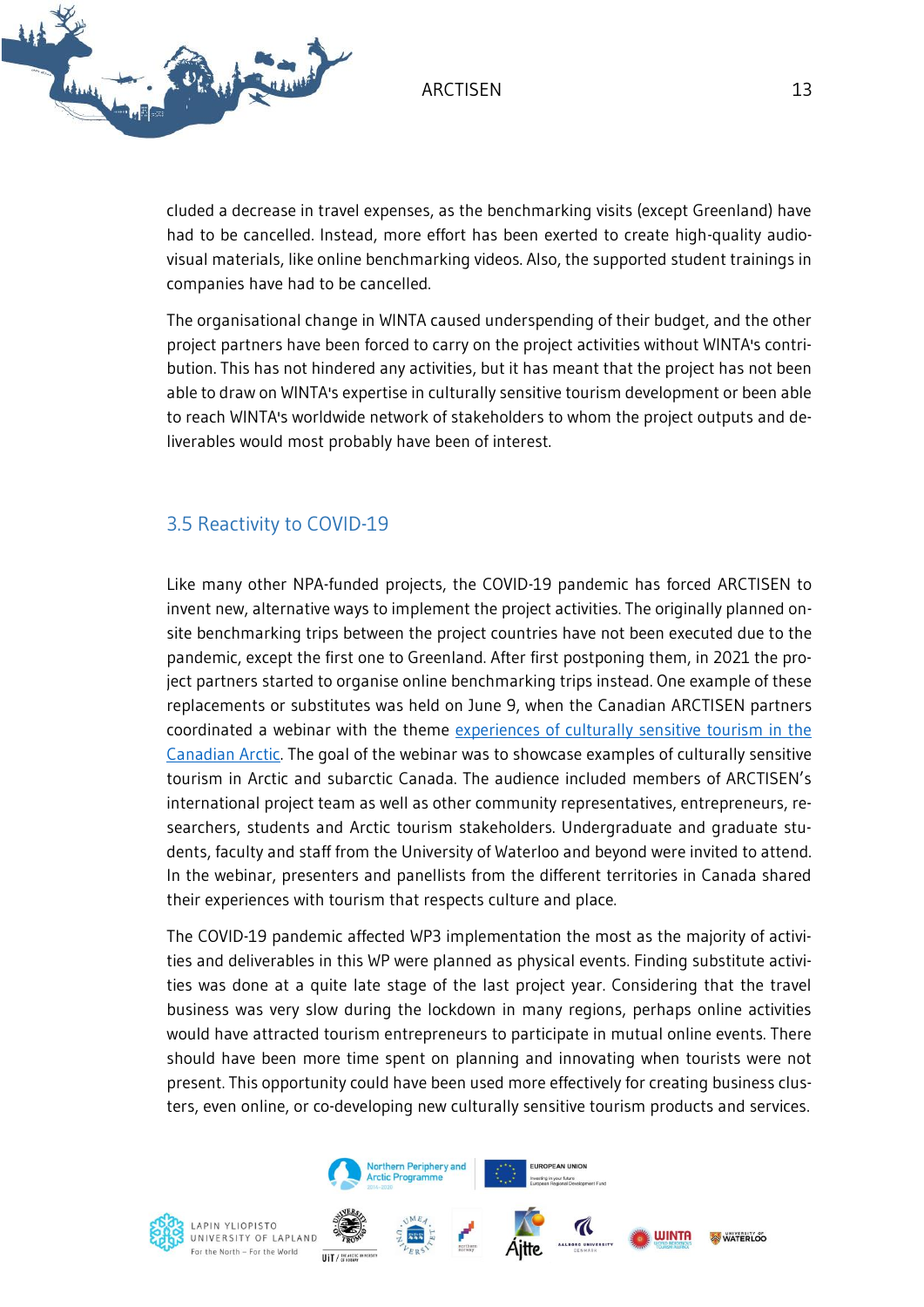cluded a decrease in travel expenses, as the benchmarking visits (except Greenland) have had to be cancelled. Instead, more effort has been exerted to create high-quality audio-visual materials, like online benchmarking videos. Also, the supported student trainings in companies have had to be cancelled.

The organisational change in WINTA caused underspending of their budget, and the other project partners have been forced to carry on the project activities without WINTA's contribution. This has not hindered any activities, but it has meant that the project has not been able to draw on WINTA's expertise in culturally sensitive tourism development or been able to reach WINTA's worldwide network of stakeholders to whom the project outputs and deliverables would most probably have been of interest.

## 3.5 Reactivity to COVID-19

Like many other NPA-funded projects, the COVID-19 pandemic has forced ARCTISEN to invent new, alternative ways to implement the project activities. The originally planned on-site benchmarking trips between the project countries have not been executed due to the pandemic, except the first one to Greenland. After first postponing them, in 2021 the project partners started to organise online benchmarking trips instead. One example of these replacements or substitutes was held on June 9, when the Canadian ARCTISEN partners coordinated a webinar with the theme experiences of culturally sensitive tourism in the Canadian Arctic. The goal of the webinar was to showcase examples of culturally sensitive tourism in Arctic and subarctic Canada. The audience included members of ARCTISEN's international project team as well as other community representatives, entrepreneurs, researchers, students and Arctic tourism stakeholders. Undergraduate and graduate students, faculty and staff from the University of Waterloo and beyond were invited to attend. In the webinar, presenters and panellists from the different territories in Canada shared their experiences with tourism that respects culture and place.

The COVID-19 pandemic affected WP3 implementation the most as the majority of activities and deliverables in this WP were planned as physical events. Finding substitute activities was done at a quite late stage of the last project year. Considering that the travel business was very slow during the lockdown in many regions, perhaps online activities would have attracted tourism entrepreneurs to participate in mutual online events. There should have been more time spent on planning and innovating when tourists were not present. This opportunity could have been used more effectively for creating business clusters, even online, or co-developing new culturally sensitive tourism products and services.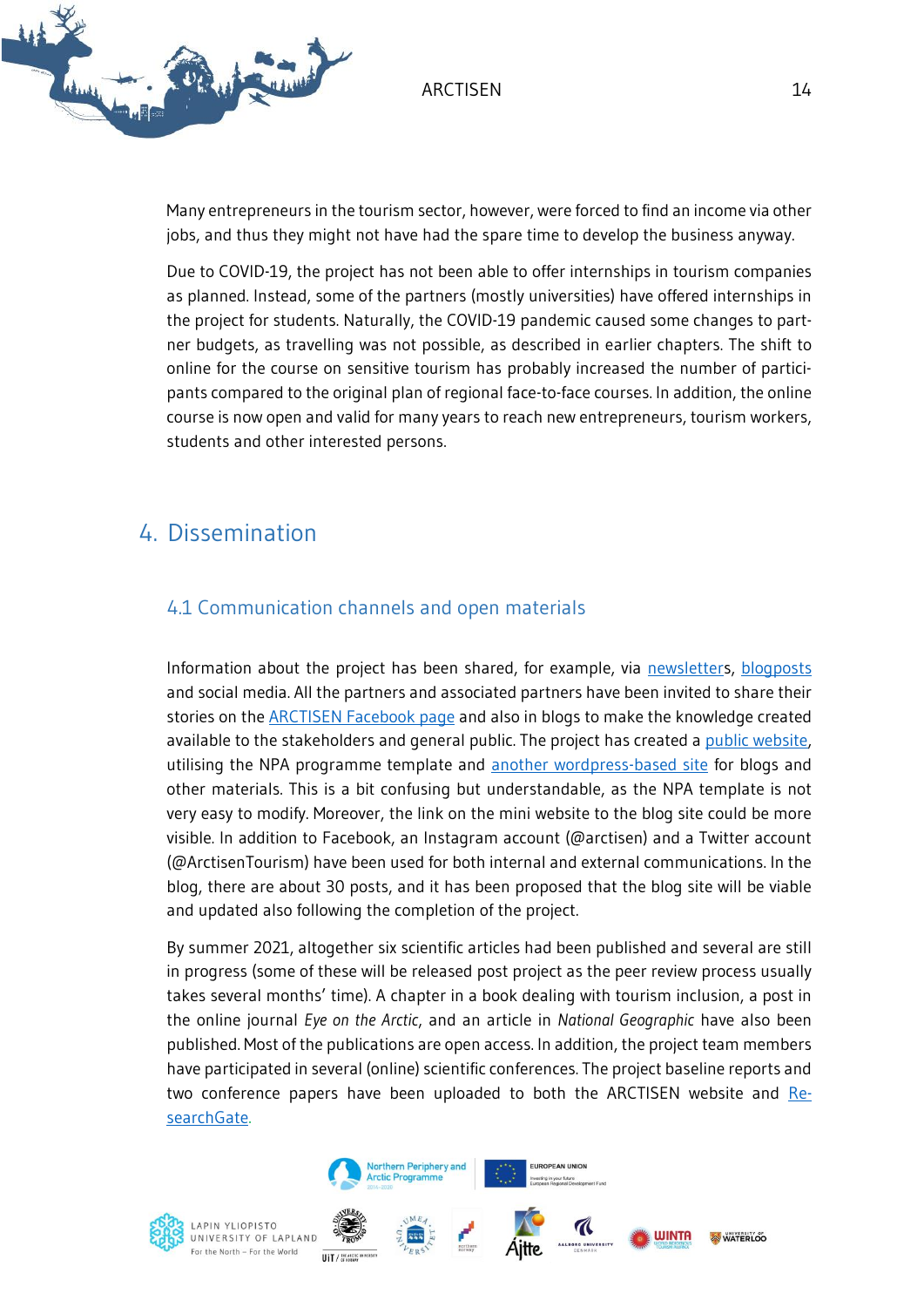Many entrepreneurs in the tourism sector, however, were forced to find an income via other jobs, and thus they might not have had the spare time to develop the business anyway.

Due to COVID-19, the project has not been able to offer internships in tourism companies as planned. Instead, some of the partners (mostly universities) have offered internships in the project for students. Naturally, the COVID-19 pandemic caused some changes to partner budgets, as travelling was not possible, as described in earlier chapters. The shift to online for the course on sensitive tourism has probably increased the number of participants compared to the original plan of regional face-to-face courses. In addition, the online course is now open and valid for many years to reach new entrepreneurs, tourism workers, students and other interested persons.

# 4. Dissemination

## 4.1 Communication channels and open materials

Information about the project has been shared, for example, via newsletters, blogposts and social media. All the partners and associated partners have been invited to share their stories on the ARCTISEN Facebook page and also in blogs to make the knowledge created available to the stakeholders and general public. The project has created a public website, utilising the NPA programme template and another wordpress-based site for blogs and other materials. This is a bit confusing but understandable, as the NPA template is not very easy to modify. Moreover, the link on the mini website to the blog site could be more visible. In addition to Facebook, an Instagram account (@arctisen) and a Twitter account (@ArctisenTourism) have been used for both internal and external communications. In the blog, there are about 30 posts, and it has been proposed that the blog site will be viable and updated also following the completion of the project.

By summer 2021, altogether six scientific articles had been published and several are still in progress (some of these will be released post project as the peer review process usually takes several months' time). A chapter in a book dealing with tourism inclusion, a post in the online journal *Eye on the Arctic*, and an article in *National Geographic* have also been published. Most of the publications are open access. In addition, the project team members have participated in several (online) scientific conferences. The project baseline reports and two conference papers have been uploaded to both the ARCTISEN website and ResearchGate.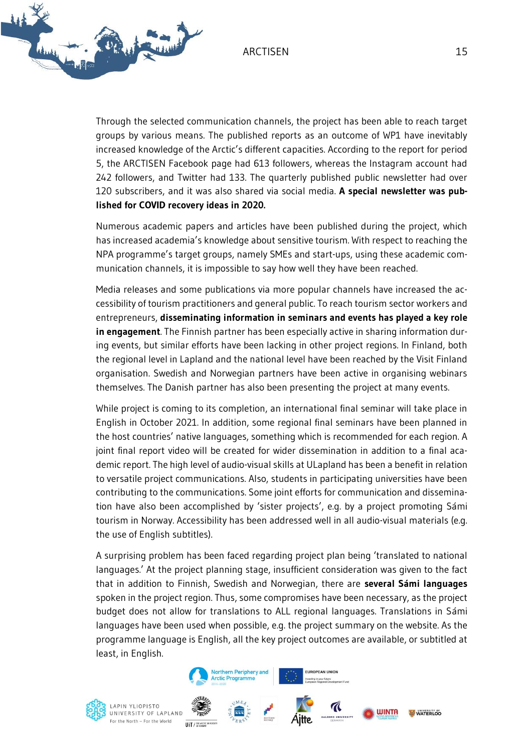Through the selected communication channels, the project has been able to reach target groups by various means. The published reports as an outcome of WP1 have inevitably increased knowledge of the Arctic's different capacities. According to the report for period 5, the ARCTISEN Facebook page had 613 followers, whereas the Instagram account had 242 followers, and Twitter had 133. The quarterly published public newsletter had over 120 subscribers, and it was also shared via social media. **A special newsletter was published for COVID recovery ideas in 2020.**

Numerous academic papers and articles have been published during the project, which has increased academia's knowledge about sensitive tourism. With respect to reaching the NPA programme's target groups, namely SMEs and start-ups, using these academic communication channels, it is impossible to say how well they have been reached.

Media releases and some publications via more popular channels have increased the accessibility of tourism practitioners and general public. To reach tourism sector workers and entrepreneurs, **disseminating information in seminars and events has played a key role in engagement**. The Finnish partner has been especially active in sharing information during events, but similar efforts have been lacking in other project regions. In Finland, both the regional level in Lapland and the national level have been reached by the Visit Finland organisation. Swedish and Norwegian partners have been active in organising webinars themselves. The Danish partner has also been presenting the project at many events.

While project is coming to its completion, an international final seminar will take place in English in October 2021. In addition, some regional final seminars have been planned in the host countries' native languages, something which is recommended for each region. A joint final report video will be created for wider dissemination in addition to a final academic report. The high level of audio-visual skills at ULapland has been a benefit in relation to versatile project communications. Also, students in participating universities have been contributing to the communications. Some joint efforts for communication and dissemination have also been accomplished by 'sister projects', e.g. by a project promoting Sámi tourism in Norway. Accessibility has been addressed well in all audio-visual materials (e.g. the use of English subtitles).

A surprising problem has been faced regarding project plan being 'translated to national languages.' At the project planning stage, insufficient consideration was given to the fact that in addition to Finnish, Swedish and Norwegian, there are **several Sámi languages** spoken in the project region. Thus, some compromises have been necessary, as the project budget does not allow for translations to ALL regional languages. Translations in Sámi languages have been used when possible, e.g. the project summary on the website. As the programme language is English, all the key project outcomes are available, or subtitled at least, in English.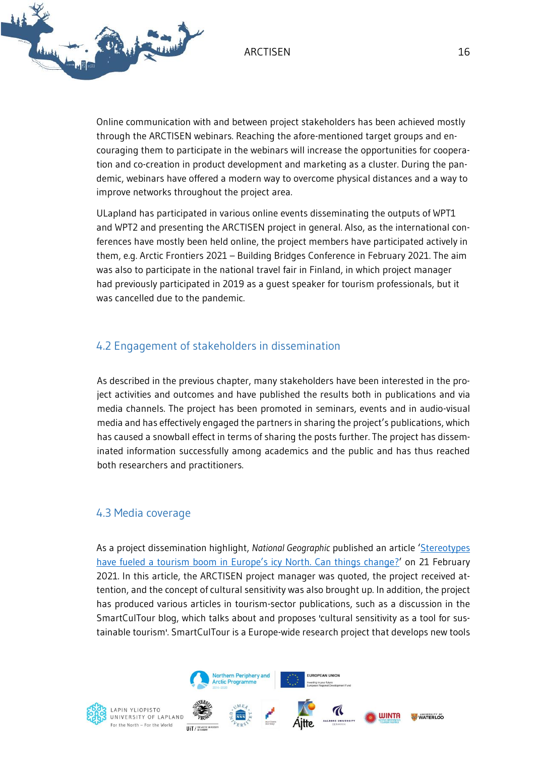Online communication with and between project stakeholders has been achieved mostly through the ARCTISEN webinars. Reaching the afore-mentioned target groups and encouraging them to participate in the webinars will increase the opportunities for cooperation and co-creation in product development and marketing as a cluster. During the pandemic, webinars have offered a modern way to overcome physical distances and a way to improve networks throughout the project area.

ULapland has participated in various online events disseminating the outputs of WPT1 and WPT2 and presenting the ARCTISEN project in general. Also, as the international conferences have mostly been held online, the project members have participated actively in them, e.g. Arctic Frontiers 2021 – Building Bridges Conference in February 2021. The aim was also to participate in the national travel fair in Finland, in which project manager had previously participated in 2019 as a guest speaker for tourism professionals, but it was cancelled due to the pandemic.

## 4.2 Engagement of stakeholders in dissemination

As described in the previous chapter, many stakeholders have been interested in the project activities and outcomes and have published the results both in publications and via media channels. The project has been promoted in seminars, events and in audio-visual media and has effectively engaged the partners in sharing the project's publications, which has caused a snowball effect in terms of sharing the posts further. The project has disseminated information successfully among academics and the public and has thus reached both researchers and practitioners.

## 4.3 Media coverage

As a project dissemination highlight, *National Geographic* published an article 'Stereotypes have fueled a tourism boom in Europe's icy North. Can things change?' on 21 February 2021. In this article, the ARCTISEN project manager was quoted, the project received attention, and the concept of cultural sensitivity was also brought up. In addition, the project has produced various articles in tourism-sector publications, such as a discussion in the SmartCulTour blog, which talks about and proposes 'cultural sensitivity as a tool for sustainable tourism'. SmartCulTour is a Europe-wide research project that develops new tools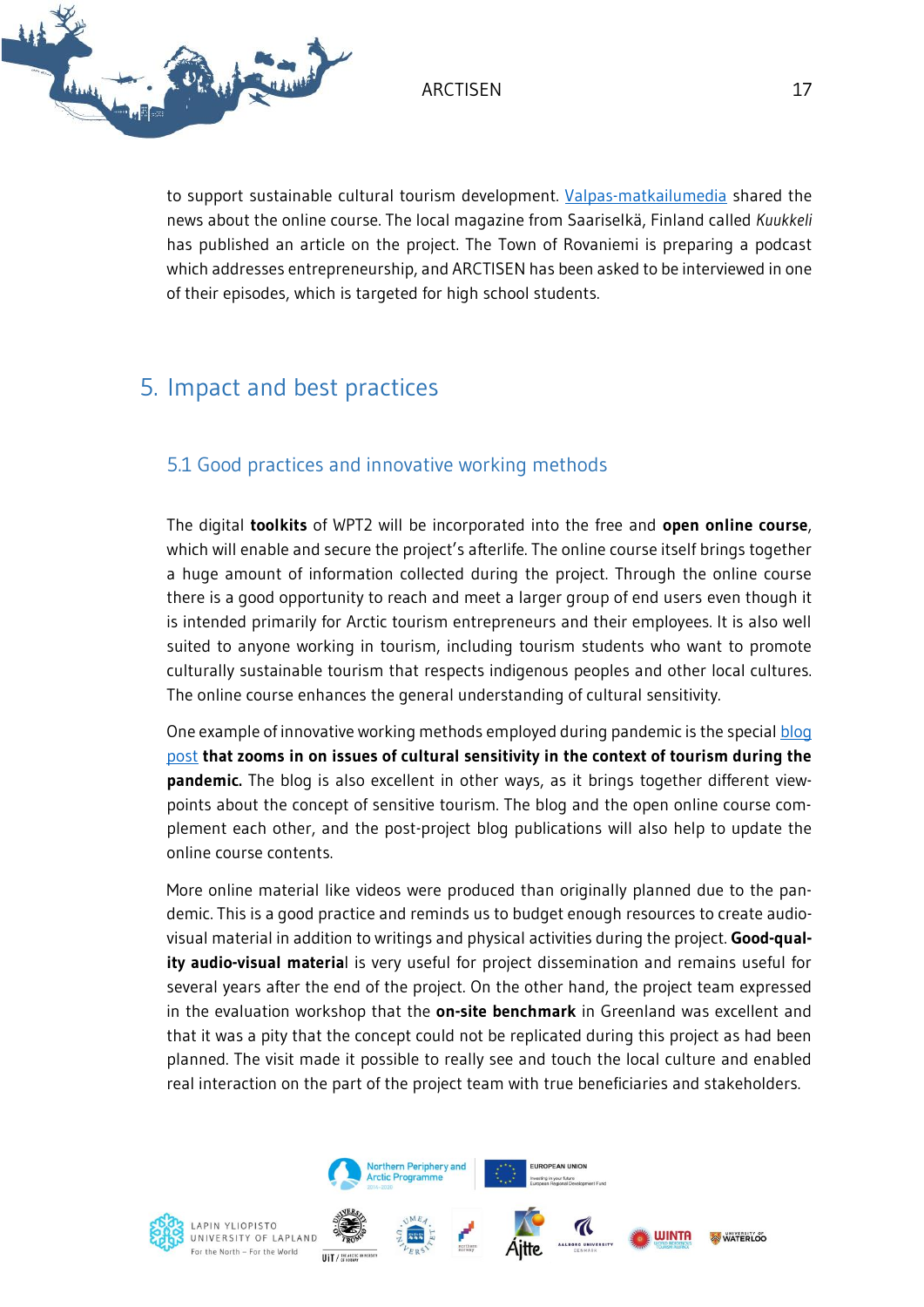to support sustainable cultural tourism development. Valpas-matkailumedia shared the news about the online course. The local magazine from Saariselkä, Finland called *Kuukkeli* has published an article on the project. The Town of Rovaniemi is preparing a podcast which addresses entrepreneurship, and ARCTISEN has been asked to be interviewed in one of their episodes, which is targeted for high school students.

# 5. Impact and best practices

## 5.1 Good practices and innovative working methods

The digital **toolkits** of WPT2 will be incorporated into the free and **open online course**, which will enable and secure the project's afterlife. The online course itself brings together a huge amount of information collected during the project. Through the online course there is a good opportunity to reach and meet a larger group of end users even though it is intended primarily for Arctic tourism entrepreneurs and their employees. It is also well suited to anyone working in tourism, including tourism students who want to promote culturally sustainable tourism that respects indigenous peoples and other local cultures. The online course enhances the general understanding of cultural sensitivity.

One example of innovative working methods employed during pandemic is the special blog post **that zooms in on issues of cultural sensitivity in the context of tourism during the pandemic.** The blog is also excellent in other ways, as it brings together different viewpoints about the concept of sensitive tourism. The blog and the open online course complement each other, and the post-project blog publications will also help to update the online course contents.

More online material like videos were produced than originally planned due to the pandemic. This is a good practice and reminds us to budget enough resources to create audiovisual material in addition to writings and physical activities during the project. **Good-quality audio-visual material** is very useful for project dissemination and remains useful for several years after the end of the project. On the other hand, the project team expressed in the evaluation workshop that the **on-site benchmark** in Greenland was excellent and that it was a pity that the concept could not be replicated during this project as had been planned. The visit made it possible to really see and touch the local culture and enabled real interaction on the part of the project team with true beneficiaries and stakeholders.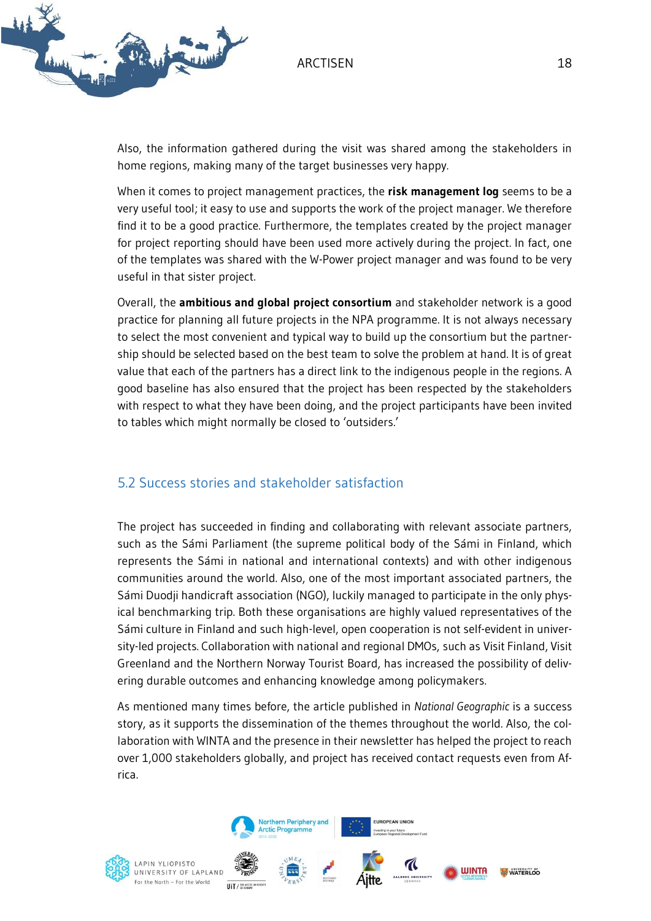Also, the information gathered during the visit was shared among the stakeholders in home regions, making many of the target businesses very happy.

When it comes to project management practices, the **risk management log** seems to be a very useful tool; it easy to use and supports the work of the project manager. We therefore find it to be a good practice. Furthermore, the templates created by the project manager for project reporting should have been used more actively during the project. In fact, one of the templates was shared with the W-Power project manager and was found to be very useful in that sister project.

Overall, the **ambitious and global project consortium** and stakeholder network is a good practice for planning all future projects in the NPA programme. It is not always necessary to select the most convenient and typical way to build up the consortium but the partnership should be selected based on the best team to solve the problem at hand. It is of great value that each of the partners has a direct link to the indigenous people in the regions. A good baseline has also ensured that the project has been respected by the stakeholders with respect to what they have been doing, and the project participants have been invited to tables which might normally be closed to 'outsiders.'

## 5.2 Success stories and stakeholder satisfaction

The project has succeeded in finding and collaborating with relevant associate partners, such as the Sámi Parliament (the supreme political body of the Sámi in Finland, which represents the Sámi in national and international contexts) and with other indigenous communities around the world. Also, one of the most important associated partners, the Sámi Duodji handicraft association (NGO), luckily managed to participate in the only physical benchmarking trip. Both these organisations are highly valued representatives of the Sámi culture in Finland and such high-level, open cooperation is not self-evident in university-led projects. Collaboration with national and regional DMOs, such as Visit Finland, Visit Greenland and the Northern Norway Tourist Board, has increased the possibility of delivering durable outcomes and enhancing knowledge among policymakers.

As mentioned many times before, the article published in *National Geographic* is a success story, as it supports the dissemination of the themes throughout the world. Also, the collaboration with WINTA and the presence in their newsletter has helped the project to reach over 1,000 stakeholders globally, and project has received contact requests even from Africa.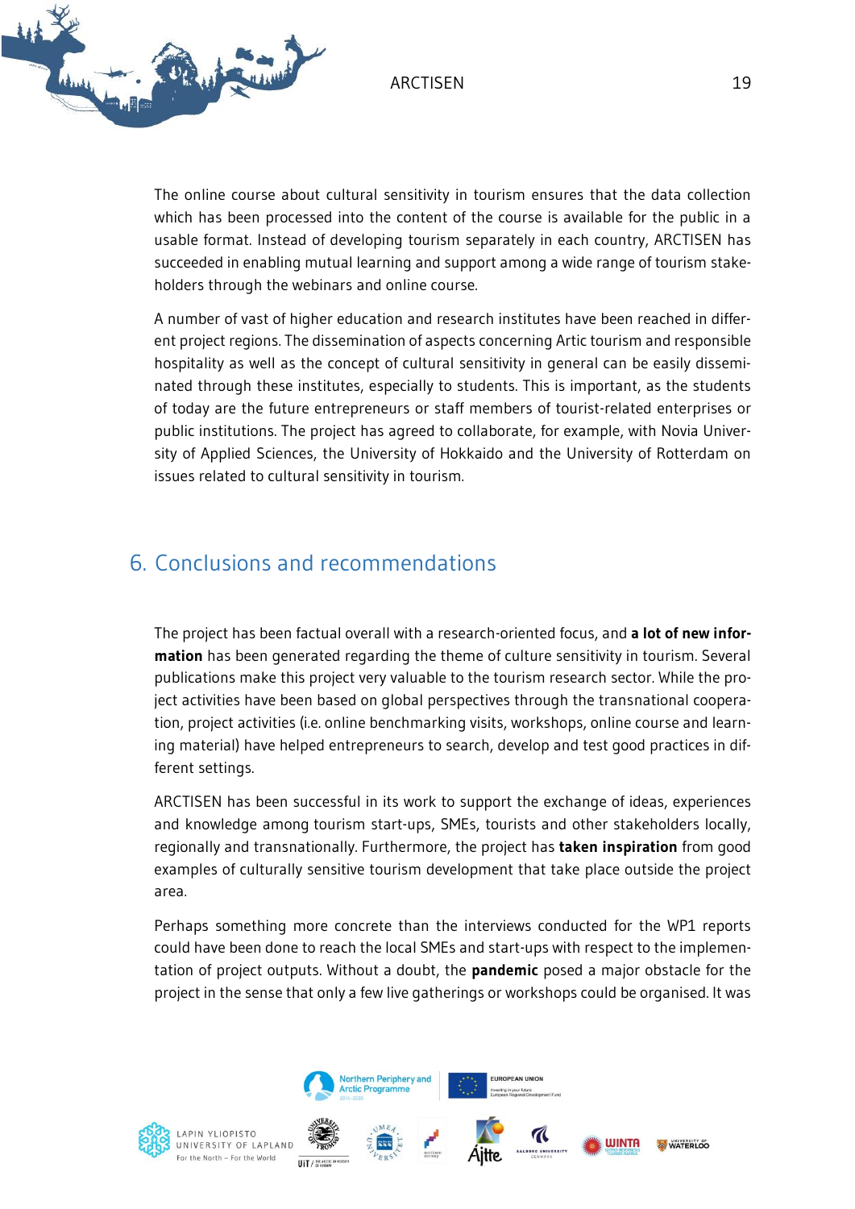The online course about cultural sensitivity in tourism ensures that the data collection which has been processed into the content of the course is available for the public in a usable format. Instead of developing tourism separately in each country, ARCTISEN has succeeded in enabling mutual learning and support among a wide range of tourism stakeholders through the webinars and online course.

A number of vast of higher education and research institutes have been reached in different project regions. The dissemination of aspects concerning Artic tourism and responsible hospitality as well as the concept of cultural sensitivity in general can be easily disseminated through these institutes, especially to students. This is important, as the students of today are the future entrepreneurs or staff members of tourist-related enterprises or public institutions. The project has agreed to collaborate, for example, with Novia University of Applied Sciences, the University of Hokkaido and the University of Rotterdam on issues related to cultural sensitivity in tourism.

## 6. Conclusions and recommendations

The project has been factual overall with a research-oriented focus, and **a lot of new information** has been generated regarding the theme of culture sensitivity in tourism. Several publications make this project very valuable to the tourism research sector. While the project activities have been based on global perspectives through the transnational cooperation, project activities (i.e. online benchmarking visits, workshops, online course and learning material) have helped entrepreneurs to search, develop and test good practices in different settings.

ARCTISEN has been successful in its work to support the exchange of ideas, experiences and knowledge among tourism start-ups, SMEs, tourists and other stakeholders locally, regionally and transnationally. Furthermore, the project has **taken inspiration** from good examples of culturally sensitive tourism development that take place outside the project area.

Perhaps something more concrete than the interviews conducted for the WP1 reports could have been done to reach the local SMEs and start-ups with respect to the implementation of project outputs. Without a doubt, the **pandemic** posed a major obstacle for the project in the sense that only a few live gatherings or workshops could be organised. It was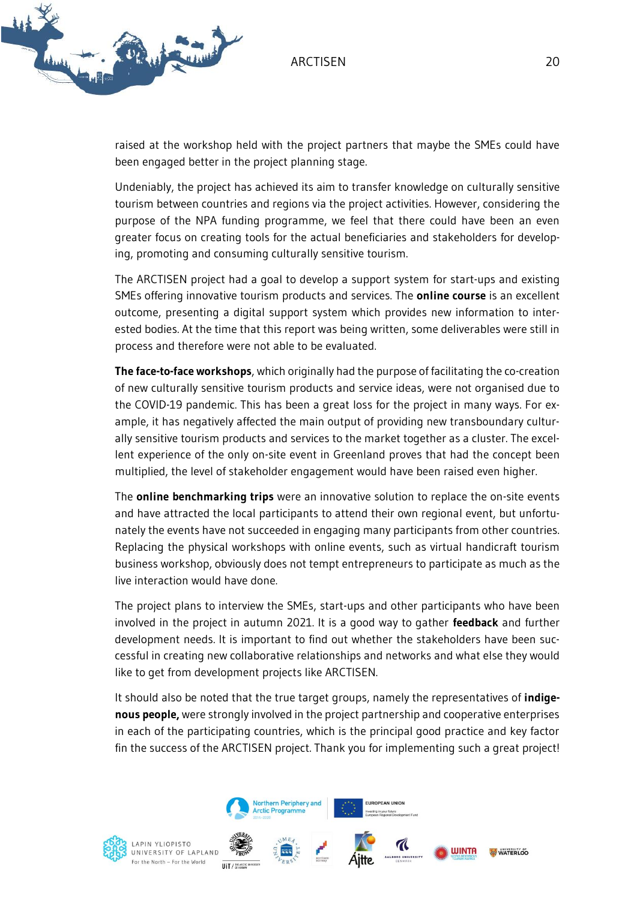raised at the workshop held with the project partners that maybe the SMEs could have been engaged better in the project planning stage.

Undeniably, the project has achieved its aim to transfer knowledge on culturally sensitive tourism between countries and regions via the project activities. However, considering the purpose of the NPA funding programme, we feel that there could have been an even greater focus on creating tools for the actual beneficiaries and stakeholders for developing, promoting and consuming culturally sensitive tourism.

The ARCTISEN project had a goal to develop a support system for start-ups and existing SMEs offering innovative tourism products and services. The **online course** is an excellent outcome, presenting a digital support system which provides new information to interested bodies. At the time that this report was being written, some deliverables were still in process and therefore were not able to be evaluated.

**The face-to-face workshops**, which originally had the purpose of facilitating the co-creation of new culturally sensitive tourism products and service ideas, were not organised due to the COVID-19 pandemic. This has been a great loss for the project in many ways. For example, it has negatively affected the main output of providing new transboundary culturally sensitive tourism products and services to the market together as a cluster. The excellent experience of the only on-site event in Greenland proves that had the concept been multiplied, the level of stakeholder engagement would have been raised even higher.

The **online benchmarking trips** were an innovative solution to replace the on-site events and have attracted the local participants to attend their own regional event, but unfortunately the events have not succeeded in engaging many participants from other countries. Replacing the physical workshops with online events, such as virtual handicraft tourism business workshop, obviously does not tempt entrepreneurs to participate as much as the live interaction would have done.

The project plans to interview the SMEs, start-ups and other participants who have been involved in the project in autumn 2021. It is a good way to gather **feedback** and further development needs. It is important to find out whether the stakeholders have been successful in creating new collaborative relationships and networks and what else they would like to get from development projects like ARCTISEN.

It should also be noted that the true target groups, namely the representatives of **indigenous people,** were strongly involved in the project partnership and cooperative enterprises in each of the participating countries, which is the principal good practice and key factor fin the success of the ARCTISEN project. Thank you for implementing such a great project!